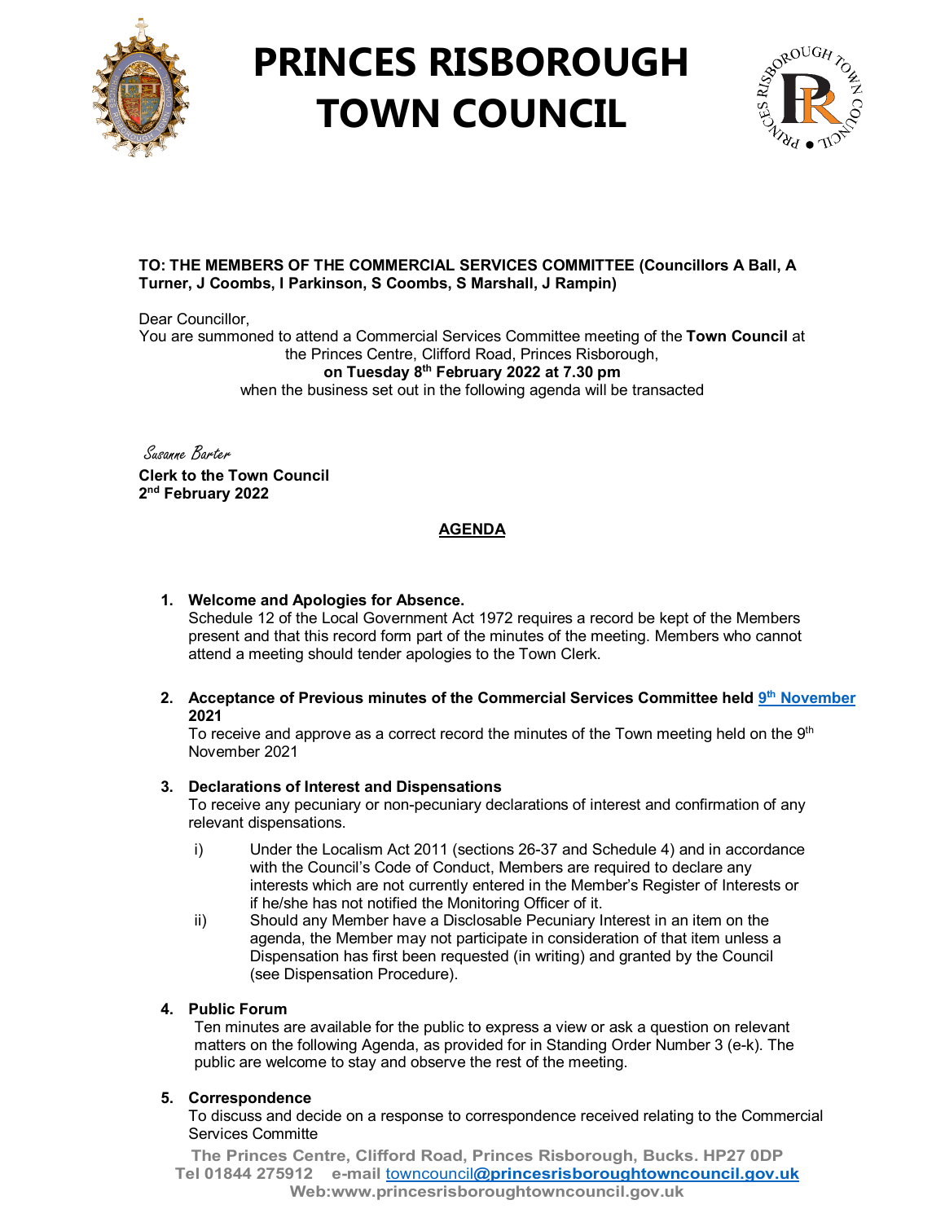# PRINCES RISBOROUGH TOWN COUNCIL

**TO: THE MEMBERS OF THE COMMERCIAL SERVICES COMMITTEE (Councillors A Ball, A Turner, J Coombs, I Parkinson, S Coombs, S Marshall, J Rampin)**

Dear Councillor,

You are summoned to attend a Commercial Services Committee meeting of the **Town Council** at the Princes Centre, Clifford Road, Princes Risborough,
**on Tuesday 8th February 2022 at 7.30 pm**
when the business set out in the following agenda will be transacted

*Susanne Barter*

**Clerk to the Town Council**
**2nd February 2022**

## AGENDA

1. **Welcome and Apologies for Absence.**
   Schedule 12 of the Local Government Act 1972 requires a record be kept of the Members present and that this record form part of the minutes of the meeting. Members who cannot attend a meeting should tender apologies to the Town Clerk.

2. **Acceptance of Previous minutes of the Commercial Services Committee held 9th November 2021**
   To receive and approve as a correct record the minutes of the Town meeting held on the 9th November 2021

3. **Declarations of Interest and Dispensations**
   To receive any pecuniary or non-pecuniary declarations of interest and confirmation of any relevant dispensations.
   - i) Under the Localism Act 2011 (sections 26-37 and Schedule 4) and in accordance with the Council's Code of Conduct, Members are required to declare any interests which are not currently entered in the Member's Register of Interests or if he/she has not notified the Monitoring Officer of it.
   - ii) Should any Member have a Disclosable Pecuniary Interest in an item on the agenda, the Member may not participate in consideration of that item unless a Dispensation has first been requested (in writing) and granted by the Council (see Dispensation Procedure).

4. **Public Forum**
   Ten minutes are available for the public to express a view or ask a question on relevant matters on the following Agenda, as provided for in Standing Order Number 3 (e-k). The public are welcome to stay and observe the rest of the meeting.

5. **Correspondence**
   To discuss and decide on a response to correspondence received relating to the Commercial Services Committe

The Princes Centre, Clifford Road, Princes Risborough, Bucks. HP27 0DP
Tel 01844 275912 e-mail towncouncil@princesrisboroughtowncouncil.gov.uk
Web:www.princesrisboroughtowncouncil.gov.uk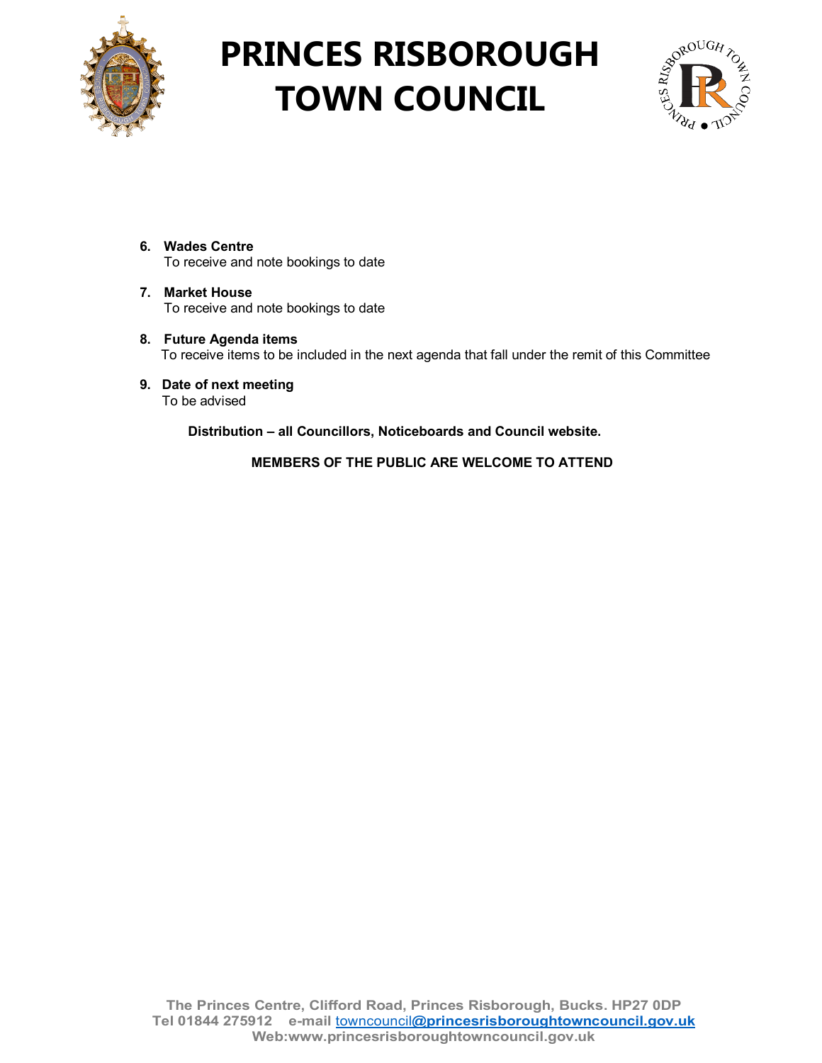# PRINCES RISBOROUGH TOWN COUNCIL

6. **Wades Centre**
   To receive and note bookings to date

7. **Market House**
   To receive and note bookings to date

8. **Future Agenda items**
   To receive items to be included in the next agenda that fall under the remit of this Committee

9. **Date of next meeting**
   To be advised

**Distribution – all Councillors, Noticeboards and Council website.**

**MEMBERS OF THE PUBLIC ARE WELCOME TO ATTEND**

The Princes Centre, Clifford Road, Princes Risborough, Bucks. HP27 0DP
Tel 01844 275912 e-mail towncouncil@princesrisboroughtowncouncil.gov.uk
Web:www.princesrisboroughtowncouncil.gov.uk